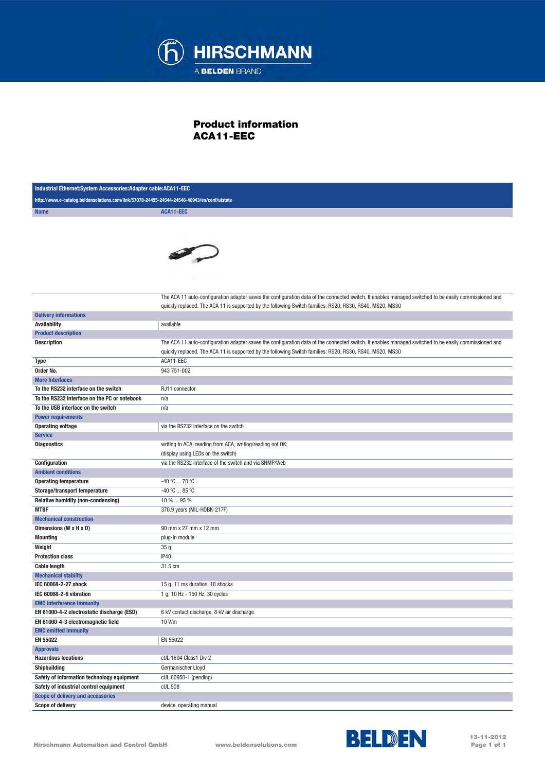HIRSCHMANN

A BELDEN BRAND

# Product information
# ACA11-EEC

| Industrial Ethernet:System Accessories:Adapter cable:ACA11-EEC | |
|---|---|
| http://www.e-catalog.beldensolutions.com/link/57078-24455-24544-24546-40943/en/conf/uistate | |
| **Name** | **ACA11-EEC** |
| | The ACA 11 auto-configuration adapter saves the configuration data of the connected switch. It enables managed switched to be easily commissioned and quickly replaced. The ACA 11 is supported by the following Switch families: RS20, RS30, RS40, MS20, MS30 |
| **Delivery informations** | |
| Availability | available |
| **Product description** | |
| Description | The ACA 11 auto-configuration adapter saves the configuration data of the connected switch. It enables managed switched to be easily commissioned and quickly replaced. The ACA 11 is supported by the following Switch families: RS20, RS30, RS40, MS20, MS30 |
| Type | ACA11-EEC |
| Order No. | 943 751-002 |
| **More Interfaces** | |
| To the RS232 interface on the switch | RJ11 connector |
| To the RS232 interface on the PC or notebook | n/a |
| To the USB interface on the switch | n/a |
| **Power requirements** | |
| Operating voltage | via the RS232 interface on the switch |
| **Service** | |
| Diagnostics | writing to ACA, reading from ACA, writing/reading not OK; (display using LEDs on the switch) |
| Configuration | via the RS232 interface of the switch and via SNMP/Web |
| **Ambient conditions** | |
| Operating temperature | -40 °C ... 70 °C |
| Storage/transport temperature | -40 °C ... 85 °C |
| Relative humidity (non-condensing) | 10 % ... 95 % |
| MTBF | 370.9 years (MIL-HDBK-217F) |
| **Mechanical construction** | |
| Dimensions (W x H x D) | 90 mm x 27 mm x 12 mm |
| Mounting | plug-in module |
| Weight | 35 g |
| Protection class | IP40 |
| Cable length | 31.5 cm |
| **Mechanical stability** | |
| IEC 60068-2-27 shock | 15 g, 11 ms duration, 18 shocks |
| IEC 60068-2-6 vibration | 1 g, 10 Hz - 150 Hz, 30 cycles |
| **EMC interference immunity** | |
| EN 61000-4-2 electrostatic discharge (ESD) | 6 kV contact discharge, 8 kV air discharge |
| EN 61000-4-3 electromagnetic field | 10 V/m |
| **EMC emitted immunity** | |
| EN 55022 | EN 55022 |
| **Approvals** | |
| Hazardous locations | cUL 1604 Class1 Div 2 |
| Shipbuilding | Germanischer Lloyd |
| Safety of information technology equipment | cUL 60950-1 (pending) |
| Safety of industrial control equipment | cUL 508 |
| **Scope of delivery and accessories** | |
| Scope of delivery | device, operating manual |

Hirschmann Automation and Control GmbH    www.beldensolutions.com    BELDEN    13-11-2012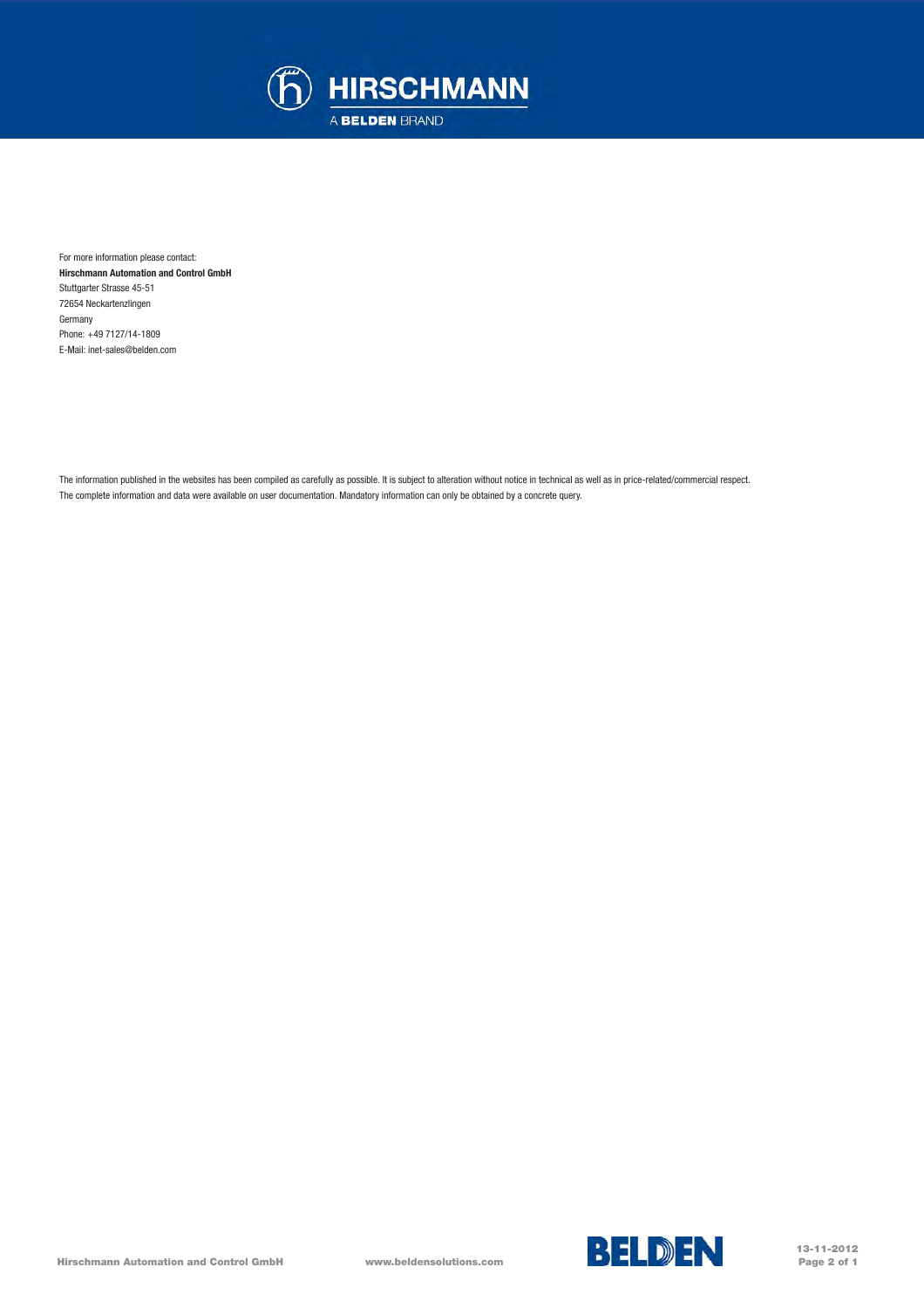For more information please contact:
**Hirschmann Automation and Control GmbH**
Stuttgarter Strasse 45-51
72654 Neckartenzlingen
Germany
Phone: +49 7127/14-1809
E-Mail: inet-sales@belden.com

The information published in the websites has been compiled as carefully as possible. It is subject to alteration without notice in technical as well as in price-related/commercial respect.
The complete information and data were available on user documentation. Mandatory information can only be obtained by a concrete query.